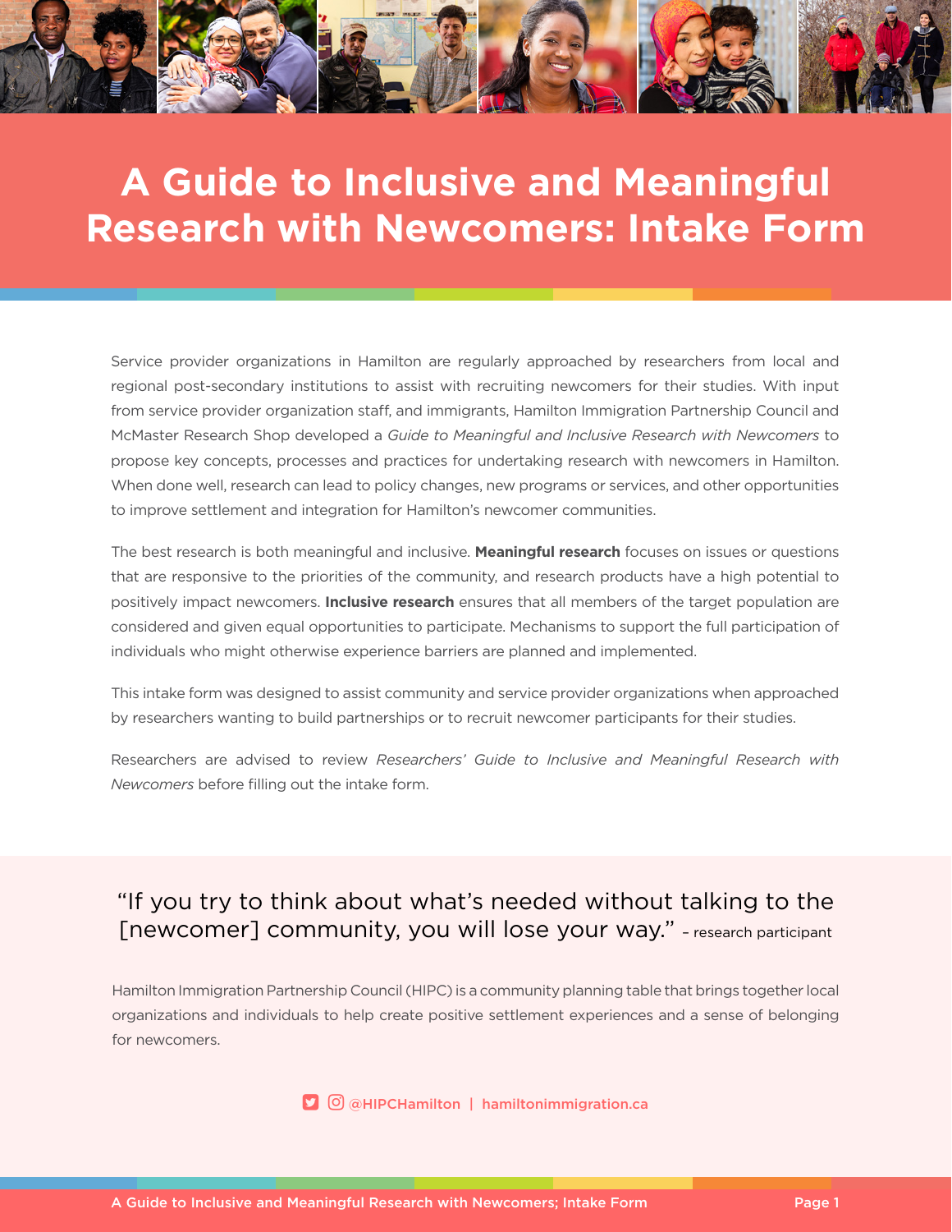# A Guide to Inclusive and Meaningful Research with Newcomers: Intake Form

Service provider organizations in Hamilton are regularly approached by researchers from local and regional post-secondary institutions to assist with recruiting newcomers for their studies. With input from service provider organization staff, and immigrants, Hamilton Immigration Partnership Council and McMaster Research Shop developed a *Guide to Meaningful and Inclusive Research with Newcomers* to propose key concepts, processes and practices for undertaking research with newcomers in Hamilton. When done well, research can lead to policy changes, new programs or services, and other opportunities to improve settlement and integration for Hamilton's newcomer communities.

The best research is both meaningful and inclusive. **Meaningful research** focuses on issues or questions that are responsive to the priorities of the community, and research products have a high potential to positively impact newcomers. **Inclusive research** ensures that all members of the target population are considered and given equal opportunities to participate. Mechanisms to support the full participation of individuals who might otherwise experience barriers are planned and implemented.

This intake form was designed to assist community and service provider organizations when approached by researchers wanting to build partnerships or to recruit newcomer participants for their studies.

Researchers are advised to review *Researchers' Guide to Inclusive and Meaningful Research with Newcomers* before filling out the intake form.

"If you try to think about what's needed without talking to the [newcomer] community, you will lose your way." – research participant

Hamilton Immigration Partnership Council (HIPC) is a community planning table that brings together local organizations and individuals to help create positive settlement experiences and a sense of belonging for newcomers.

@HIPCHamilton | hamiltonimmigration.ca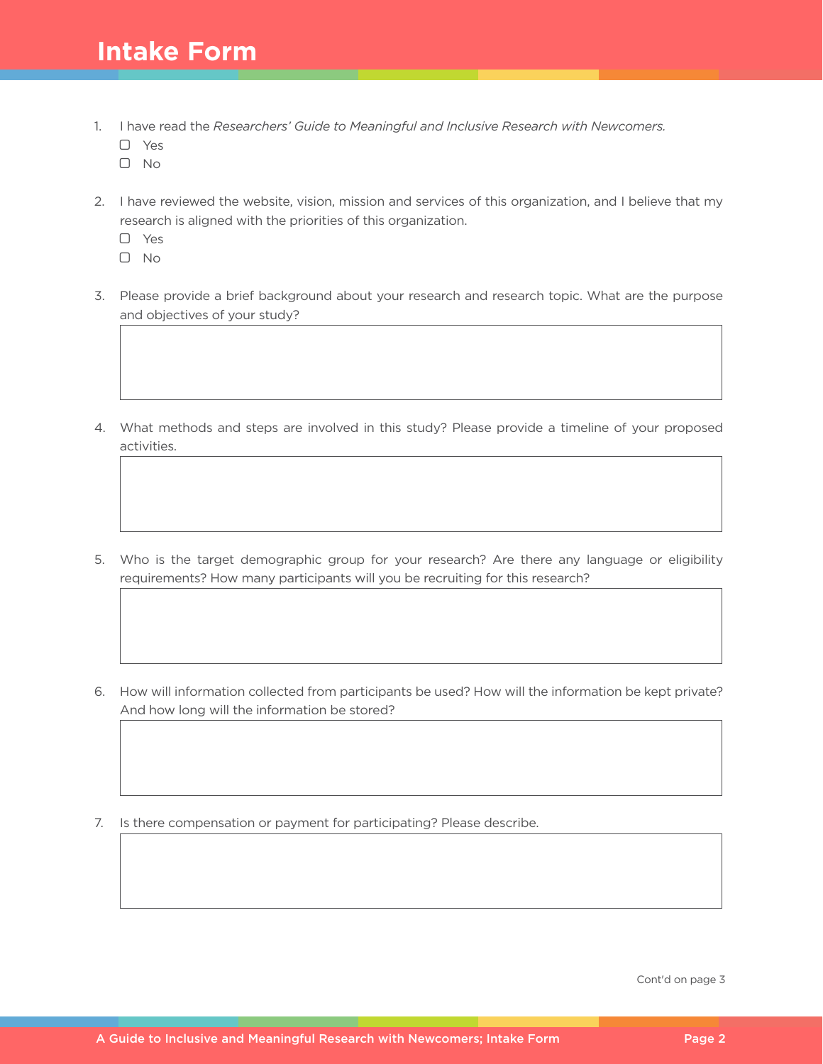# Intake Form

1. I have read the *Researchers' Guide to Meaningful and Inclusive Research with Newcomers.*
   - ☐ Yes
   - ☐ No

2. I have reviewed the website, vision, mission and services of this organization, and I believe that my research is aligned with the priorities of this organization.
   - ☐ Yes
   - ☐ No

3. Please provide a brief background about your research and research topic. What are the purpose and objectives of your study?

4. What methods and steps are involved in this study? Please provide a timeline of your proposed activities.

5. Who is the target demographic group for your research? Are there any language or eligibility requirements? How many participants will you be recruiting for this research?

6. How will information collected from participants be used? How will the information be kept private? And how long will the information be stored?

7. Is there compensation or payment for participating? Please describe.

Cont'd on page 3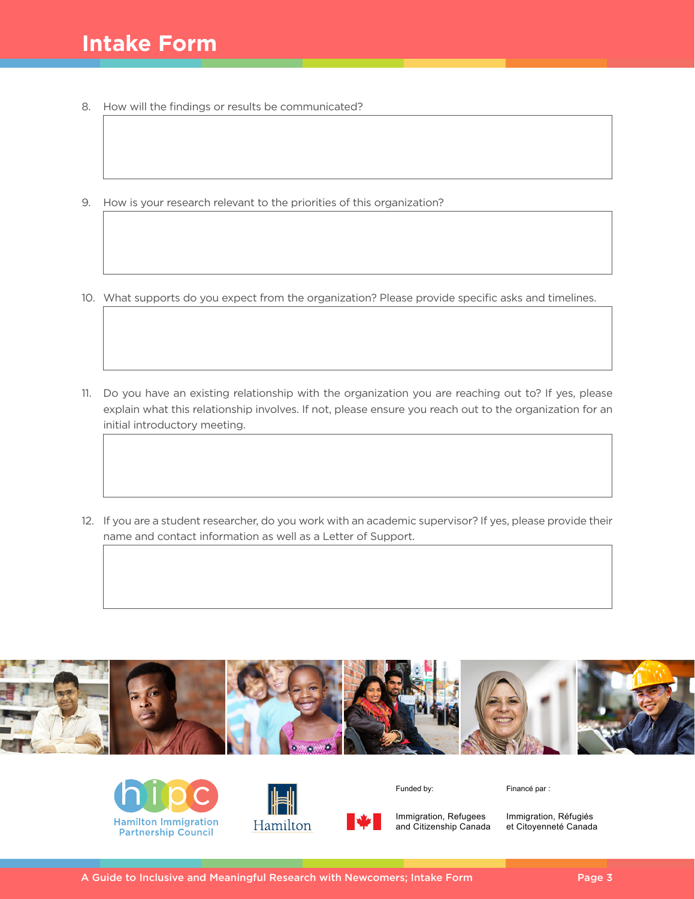# Intake Form

8. How will the findings or results be communicated?

9. How is your research relevant to the priorities of this organization?

10. What supports do you expect from the organization? Please provide specific asks and timelines.

11. Do you have an existing relationship with the organization you are reaching out to? If yes, please explain what this relationship involves. If not, please ensure you reach out to the organization for an initial introductory meeting.

12. If you are a student researcher, do you work with an academic supervisor? If yes, please provide their name and contact information as well as a Letter of Support.

hipc Hamilton Immigration Partnership Council

Hamilton

Funded by: Immigration, Refugees and Citizenship Canada

Financé par : Immigration, Réfugiés et Citoyenneté Canada